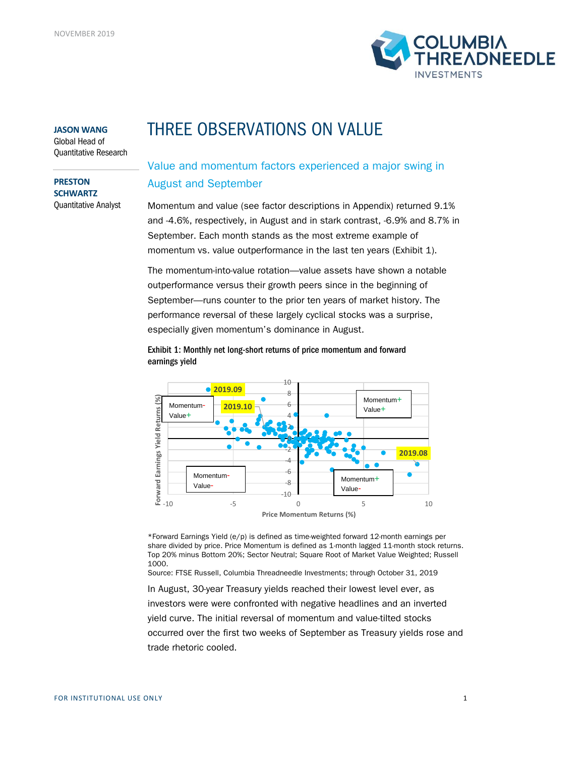NOVEMBER 2019

**JASON WANG**
Global Head of Quantitative Research

**PRESTON SCHWARTZ**
Quantitative Analyst

# THREE OBSERVATIONS ON VALUE

## Value and momentum factors experienced a major swing in August and September

Momentum and value (see factor descriptions in Appendix) returned 9.1% and -4.6%, respectively, in August and in stark contrast, -6.9% and 8.7% in September. Each month stands as the most extreme example of momentum vs. value outperformance in the last ten years (Exhibit 1).

The momentum-into-value rotation—value assets have shown a notable outperformance versus their growth peers since in the beginning of September—runs counter to the prior ten years of market history. The performance reversal of these largely cyclical stocks was a surprise, especially given momentum's dominance in August.

**Exhibit 1: Monthly net long-short returns of price momentum and forward earnings yield**

*Forward Earnings Yield (e/p) is defined as time-weighted forward 12-month earnings per share divided by price. Price Momentum is defined as 1-month lagged 11-month stock returns. Top 20% minus Bottom 20%; Sector Neutral; Square Root of Market Value Weighted; Russell 1000.
Source: FTSE Russell, Columbia Threadneedle Investments; through October 31, 2019

In August, 30-year Treasury yields reached their lowest level ever, as investors were were confronted with negative headlines and an inverted yield curve. The initial reversal of momentum and value-tilted stocks occurred over the first two weeks of September as Treasury yields rose and trade rhetoric cooled.

FOR INSTITUTIONAL USE ONLY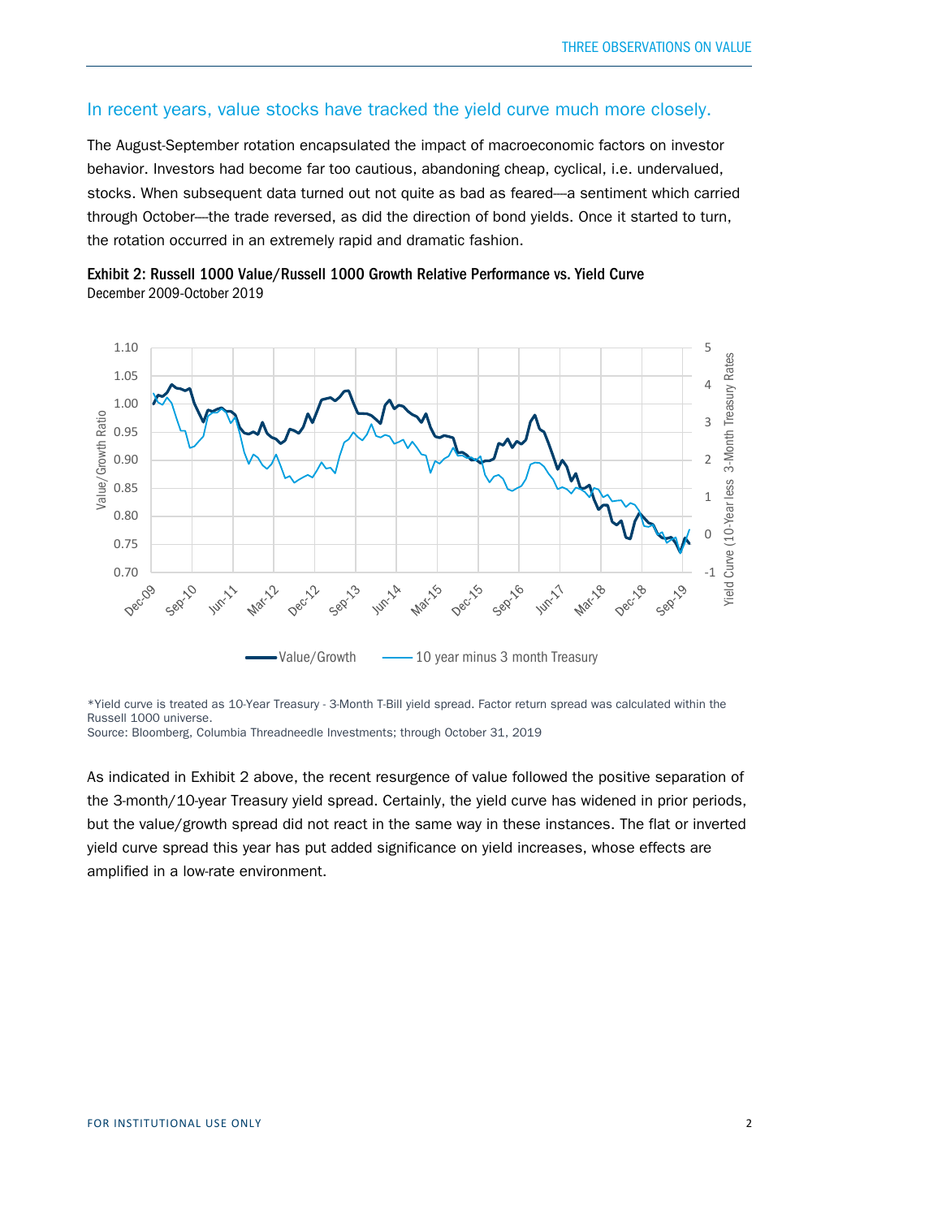## In recent years, value stocks have tracked the yield curve much more closely.

The August-September rotation encapsulated the impact of macroeconomic factors on investor behavior. Investors had become far too cautious, abandoning cheap, cyclical, i.e. undervalued, stocks. When subsequent data turned out not quite as bad as feared—a sentiment which carried through October—the trade reversed, as did the direction of bond yields. Once it started to turn, the rotation occurred in an extremely rapid and dramatic fashion.

**Exhibit 2: Russell 1000 Value/Russell 1000 Growth Relative Performance vs. Yield Curve**
December 2009-October 2019

*Yield curve is treated as 10-Year Treasury - 3-Month T-Bill yield spread. Factor return spread was calculated within the Russell 1000 universe.
Source: Bloomberg, Columbia Threadneedle Investments; through October 31, 2019

As indicated in Exhibit 2 above, the recent resurgence of value followed the positive separation of the 3-month/10-year Treasury yield spread. Certainly, the yield curve has widened in prior periods, but the value/growth spread did not react in the same way in these instances. The flat or inverted yield curve spread this year has put added significance on yield increases, whose effects are amplified in a low-rate environment.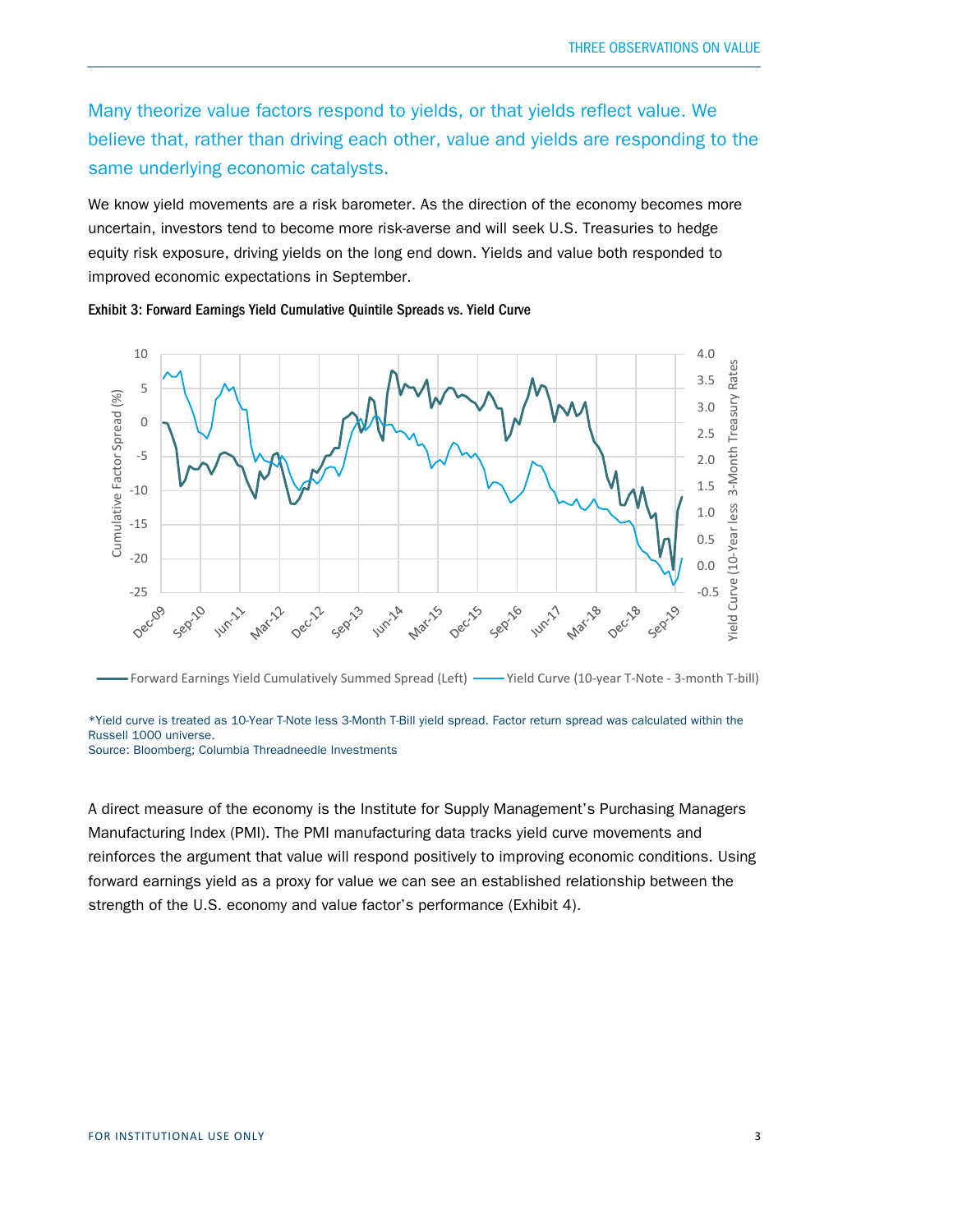Many theorize value factors respond to yields, or that yields reflect value. We believe that, rather than driving each other, value and yields are responding to the same underlying economic catalysts.

We know yield movements are a risk barometer. As the direction of the economy becomes more uncertain, investors tend to become more risk-averse and will seek U.S. Treasuries to hedge equity risk exposure, driving yields on the long end down. Yields and value both responded to improved economic expectations in September.

**Exhibit 3: Forward Earnings Yield Cumulative Quintile Spreads vs. Yield Curve**

*Yield curve is treated as 10-Year T-Note less 3-Month T-Bill yield spread. Factor return spread was calculated within the Russell 1000 universe.
Source: Bloomberg; Columbia Threadneedle Investments

A direct measure of the economy is the Institute for Supply Management's Purchasing Managers Manufacturing Index (PMI). The PMI manufacturing data tracks yield curve movements and reinforces the argument that value will respond positively to improving economic conditions. Using forward earnings yield as a proxy for value we can see an established relationship between the strength of the U.S. economy and value factor's performance (Exhibit 4).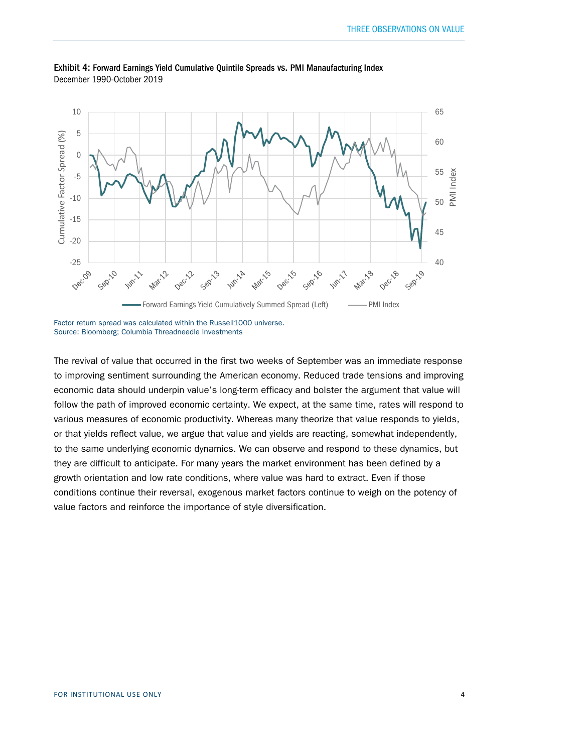**Exhibit 4:** **Forward Earnings Yield Cumulative Quintile Spreads vs. PMI Manaufacturing Index**
December 1990-October 2019

Factor return spread was calculated within the Russell1000 universe.
Source: Bloomberg; Columbia Threadneedle Investments

The revival of value that occurred in the first two weeks of September was an immediate response to improving sentiment surrounding the American economy. Reduced trade tensions and improving economic data should underpin value's long-term efficacy and bolster the argument that value will follow the path of improved economic certainty. We expect, at the same time, rates will respond to various measures of economic productivity. Whereas many theorize that value responds to yields, or that yields reflect value, we argue that value and yields are reacting, somewhat independently, to the same underlying economic dynamics. We can observe and respond to these dynamics, but they are difficult to anticipate. For many years the market environment has been defined by a growth orientation and low rate conditions, where value was hard to extract. Even if those conditions continue their reversal, exogenous market factors continue to weigh on the potency of value factors and reinforce the importance of style diversification.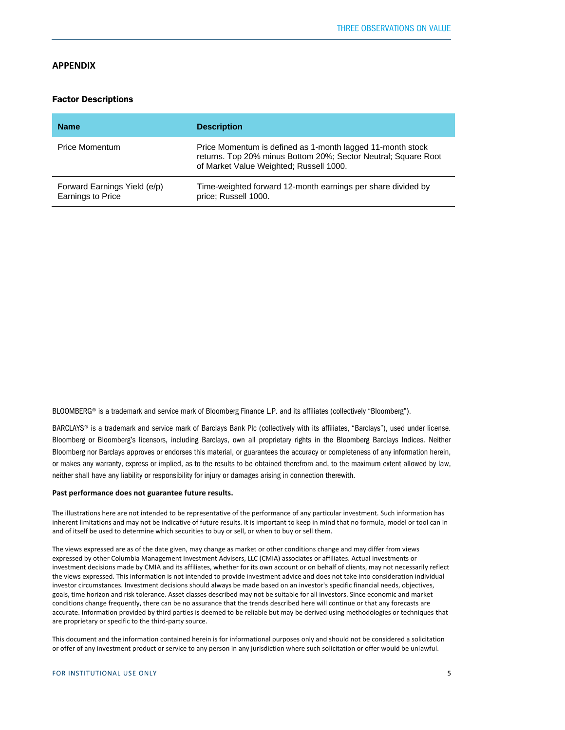## APPENDIX

### Factor Descriptions

| Name | Description |
|---|---|
| Price Momentum | Price Momentum is defined as 1-month lagged 11-month stock returns. Top 20% minus Bottom 20%; Sector Neutral; Square Root of Market Value Weighted; Russell 1000. |
| Forward Earnings Yield (e/p) Earnings to Price | Time-weighted forward 12-month earnings per share divided by price; Russell 1000. |

BLOOMBERG® is a trademark and service mark of Bloomberg Finance L.P. and its affiliates (collectively "Bloomberg").

BARCLAYS® is a trademark and service mark of Barclays Bank Plc (collectively with its affiliates, "Barclays"), used under license. Bloomberg or Bloomberg's licensors, including Barclays, own all proprietary rights in the Bloomberg Barclays Indices. Neither Bloomberg nor Barclays approves or endorses this material, or guarantees the accuracy or completeness of any information herein, or makes any warranty, express or implied, as to the results to be obtained therefrom and, to the maximum extent allowed by law, neither shall have any liability or responsibility for injury or damages arising in connection therewith.

**Past performance does not guarantee future results.**

The illustrations here are not intended to be representative of the performance of any particular investment. Such information has inherent limitations and may not be indicative of future results. It is important to keep in mind that no formula, model or tool can in and of itself be used to determine which securities to buy or sell, or when to buy or sell them.

The views expressed are as of the date given, may change as market or other conditions change and may differ from views expressed by other Columbia Management Investment Advisers, LLC (CMIA) associates or affiliates. Actual investments or investment decisions made by CMIA and its affiliates, whether for its own account or on behalf of clients, may not necessarily reflect the views expressed. This information is not intended to provide investment advice and does not take into consideration individual investor circumstances. Investment decisions should always be made based on an investor's specific financial needs, objectives, goals, time horizon and risk tolerance. Asset classes described may not be suitable for all investors. Since economic and market conditions change frequently, there can be no assurance that the trends described here will continue or that any forecasts are accurate. Information provided by third parties is deemed to be reliable but may be derived using methodologies or techniques that are proprietary or specific to the third-party source.

This document and the information contained herein is for informational purposes only and should not be considered a solicitation or offer of any investment product or service to any person in any jurisdiction where such solicitation or offer would be unlawful.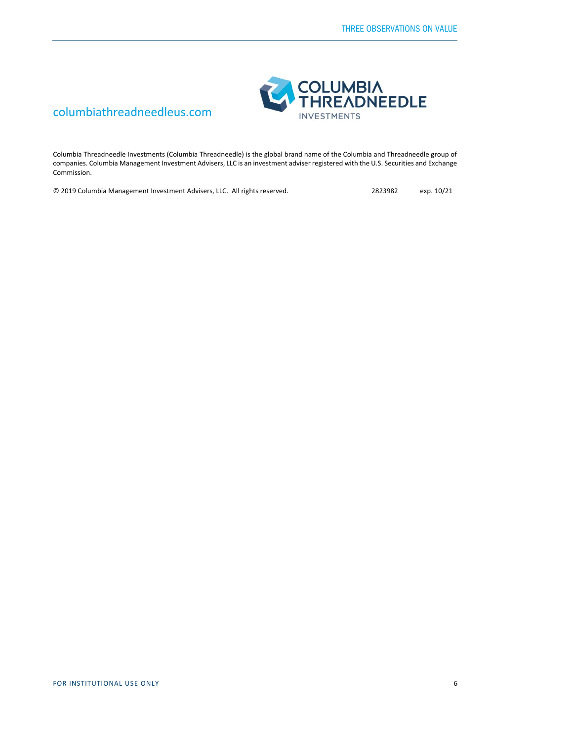columbiathreadneedleus.com

COLUMBIA THREADNEEDLE INVESTMENTS

Columbia Threadneedle Investments (Columbia Threadneedle) is the global brand name of the Columbia and Threadneedle group of companies. Columbia Management Investment Advisers, LLC is an investment adviser registered with the U.S. Securities and Exchange Commission.

© 2019 Columbia Management Investment Advisers, LLC. All rights reserved. 2823982 exp. 10/21

FOR INSTITUTIONAL USE ONLY